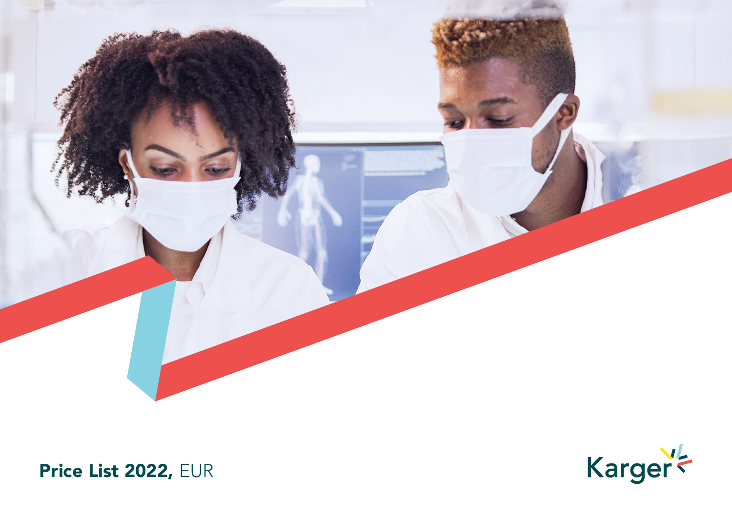**Price List 2022,** EUR

Karger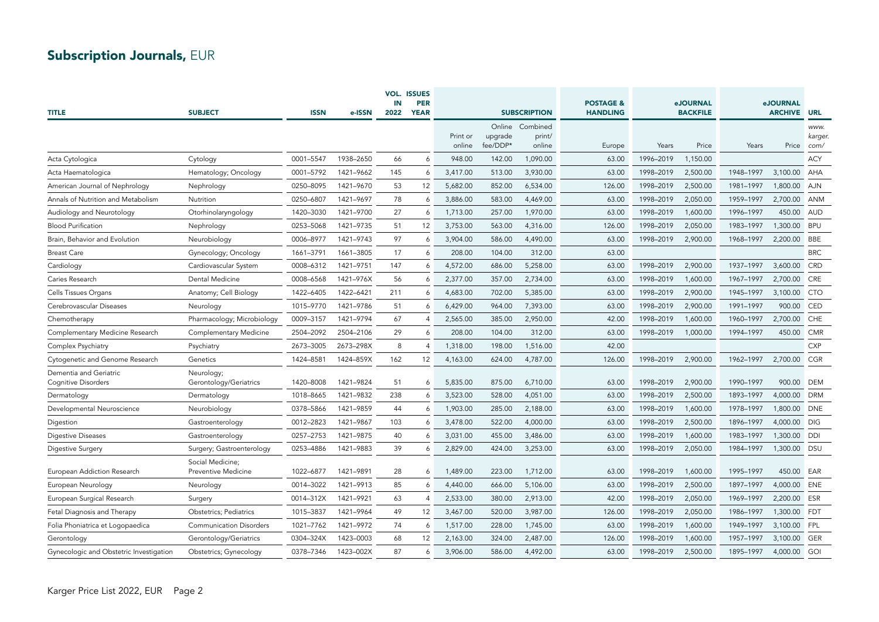## Subscription Journals, EUR

| TITLE | SUBJECT | ISSN | e-ISSN | VOL. IN 2022 | ISSUES PER YEAR | SUBSCRIPTION | | | POSTAGE & HANDLING | eJOURNAL BACKFILE | | eJOURNAL ARCHIVE | | URL |
|---|---|---|---|---|---|---|---|---|---|---|---|---|---|---|
| | | | | | | Print or online | Online upgrade fee/DDP* | Combined print/ online | Europe | Years | Price | Years | Price | www. karger. com/ |
| Acta Cytologica | Cytology | 0001–5547 | 1938–2650 | 66 | 6 | 948.00 | 142.00 | 1,090.00 | 63.00 | 1996–2019 | 1,150.00 | | | ACY |
| Acta Haematologica | Hematology; Oncology | 0001–5792 | 1421–9662 | 145 | 6 | 3,417.00 | 513.00 | 3,930.00 | 63.00 | 1998–2019 | 2,500.00 | 1948–1997 | 3,100.00 | AHA |
| American Journal of Nephrology | Nephrology | 0250–8095 | 1421–9670 | 53 | 12 | 5,682.00 | 852.00 | 6,534.00 | 126.00 | 1998–2019 | 2,500.00 | 1981–1997 | 1,800.00 | AJN |
| Annals of Nutrition and Metabolism | Nutrition | 0250–6807 | 1421–9697 | 78 | 6 | 3,886.00 | 583.00 | 4,469.00 | 63.00 | 1998–2019 | 2,050.00 | 1959–1997 | 2,700.00 | ANM |
| Audiology and Neurotology | Otorhinolaryngology | 1420–3030 | 1421–9700 | 27 | 6 | 1,713.00 | 257.00 | 1,970.00 | 63.00 | 1998–2019 | 1,600.00 | 1996–1997 | 450.00 | AUD |
| Blood Purification | Nephrology | 0253–5068 | 1421–9735 | 51 | 12 | 3,753.00 | 563.00 | 4,316.00 | 126.00 | 1998–2019 | 2,050.00 | 1983–1997 | 1,300.00 | BPU |
| Brain, Behavior and Evolution | Neurobiology | 0006–8977 | 1421–9743 | 97 | 6 | 3,904.00 | 586.00 | 4,490.00 | 63.00 | 1998–2019 | 2,900.00 | 1968–1997 | 2,200.00 | BBE |
| Breast Care | Gynecology; Oncology | 1661–3791 | 1661–3805 | 17 | 6 | 208.00 | 104.00 | 312.00 | 63.00 | | | | | BRC |
| Cardiology | Cardiovascular System | 0008–6312 | 1421–9751 | 147 | 6 | 4,572.00 | 686.00 | 5,258.00 | 63.00 | 1998–2019 | 2,900.00 | 1937–1997 | 3,600.00 | CRD |
| Caries Research | Dental Medicine | 0008–6568 | 1421–976X | 56 | 6 | 2,377.00 | 357.00 | 2,734.00 | 63.00 | 1998–2019 | 1,600.00 | 1967–1997 | 2,700.00 | CRE |
| Cells Tissues Organs | Anatomy; Cell Biology | 1422–6405 | 1422–6421 | 211 | 6 | 4,683.00 | 702.00 | 5,385.00 | 63.00 | 1998–2019 | 2,900.00 | 1945–1997 | 3,100.00 | CTO |
| Cerebrovascular Diseases | Neurology | 1015–9770 | 1421–9786 | 51 | 6 | 6,429.00 | 964.00 | 7,393.00 | 63.00 | 1998–2019 | 2,900.00 | 1991–1997 | 900.00 | CED |
| Chemotherapy | Pharmacology; Microbiology | 0009–3157 | 1421–9794 | 67 | 4 | 2,565.00 | 385.00 | 2,950.00 | 42.00 | 1998–2019 | 1,600.00 | 1960–1997 | 2,700.00 | CHE |
| Complementary Medicine Research | Complementary Medicine | 2504–2092 | 2504–2106 | 29 | 6 | 208.00 | 104.00 | 312.00 | 63.00 | 1998–2019 | 1,000.00 | 1994–1997 | 450.00 | CMR |
| Complex Psychiatry | Psychiatry | 2673–3005 | 2673–298X | 8 | 4 | 1,318.00 | 198.00 | 1,516.00 | 42.00 | | | | | CXP |
| Cytogenetic and Genome Research | Genetics | 1424–8581 | 1424–859X | 162 | 12 | 4,163.00 | 624.00 | 4,787.00 | 126.00 | 1998–2019 | 2,900.00 | 1962–1997 | 2,700.00 | CGR |
| Dementia and Geriatric Cognitive Disorders | Neurology; Gerontology/Geriatrics | 1420–8008 | 1421–9824 | 51 | 6 | 5,835.00 | 875.00 | 6,710.00 | 63.00 | 1998–2019 | 2,900.00 | 1990–1997 | 900.00 | DEM |
| Dermatology | Dermatology | 1018–8665 | 1421–9832 | 238 | 6 | 3,523.00 | 528.00 | 4,051.00 | 63.00 | 1998–2019 | 2,500.00 | 1893–1997 | 4,000.00 | DRM |
| Developmental Neuroscience | Neurobiology | 0378–5866 | 1421–9859 | 44 | 6 | 1,903.00 | 285.00 | 2,188.00 | 63.00 | 1998–2019 | 1,600.00 | 1978–1997 | 1,800.00 | DNE |
| Digestion | Gastroenterology | 0012–2823 | 1421–9867 | 103 | 6 | 3,478.00 | 522.00 | 4,000.00 | 63.00 | 1998–2019 | 2,500.00 | 1896–1997 | 4,000.00 | DIG |
| Digestive Diseases | Gastroenterology | 0257–2753 | 1421–9875 | 40 | 6 | 3,031.00 | 455.00 | 3,486.00 | 63.00 | 1998–2019 | 1,600.00 | 1983–1997 | 1,300.00 | DDI |
| Digestive Surgery | Surgery; Gastroenterology | 0253–4886 | 1421–9883 | 39 | 6 | 2,829.00 | 424.00 | 3,253.00 | 63.00 | 1998–2019 | 2,050.00 | 1984–1997 | 1,300.00 | DSU |
| European Addiction Research | Social Medicine; Preventive Medicine | 1022–6877 | 1421–9891 | 28 | 6 | 1,489.00 | 223.00 | 1,712.00 | 63.00 | 1998–2019 | 1,600.00 | 1995–1997 | 450.00 | EAR |
| European Neurology | Neurology | 0014–3022 | 1421–9913 | 85 | 6 | 4,440.00 | 666.00 | 5,106.00 | 63.00 | 1998–2019 | 2,500.00 | 1897–1997 | 4,000.00 | ENE |
| European Surgical Research | Surgery | 0014–312X | 1421–9921 | 63 | 4 | 2,533.00 | 380.00 | 2,913.00 | 42.00 | 1998–2019 | 2,050.00 | 1969–1997 | 2,200.00 | ESR |
| Fetal Diagnosis and Therapy | Obstetrics; Pediatrics | 1015–3837 | 1421–9964 | 49 | 12 | 3,467.00 | 520.00 | 3,987.00 | 126.00 | 1998–2019 | 2,050.00 | 1986–1997 | 1,300.00 | FDT |
| Folia Phoniatrica et Logopaedica | Communication Disorders | 1021–7762 | 1421–9972 | 74 | 6 | 1,517.00 | 228.00 | 1,745.00 | 63.00 | 1998–2019 | 1,600.00 | 1949–1997 | 3,100.00 | FPL |
| Gerontology | Gerontology/Geriatrics | 0304–324X | 1423–0003 | 68 | 12 | 2,163.00 | 324.00 | 2,487.00 | 126.00 | 1998–2019 | 1,600.00 | 1957–1997 | 3,100.00 | GER |
| Gynecologic and Obstetric Investigation | Obstetrics; Gynecology | 0378–7346 | 1423–002X | 87 | 6 | 3,906.00 | 586.00 | 4,492.00 | 63.00 | 1998–2019 | 2,500.00 | 1895–1997 | 4,000.00 | GOI |

Karger Price List 2022, EUR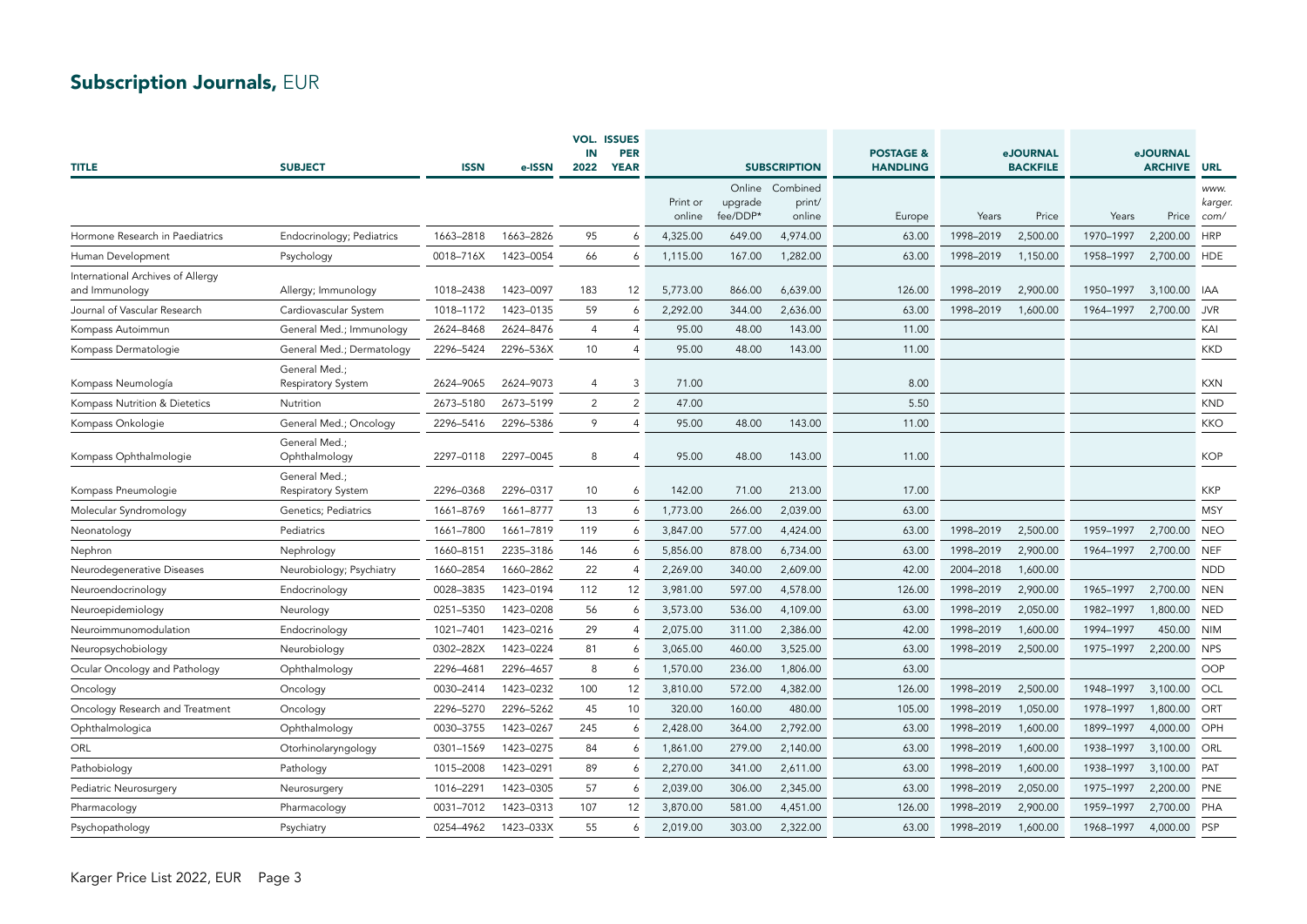## Subscription Journals, EUR

| TITLE | SUBJECT | ISSN | e-ISSN | VOL. IN 2022 | ISSUES PER YEAR | SUBSCRIPTION | | | POSTAGE & HANDLING | eJOURNAL BACKFILE | | eJOURNAL ARCHIVE | | URL |
|---|---|---|---|---|---|---|---|---|---|---|---|---|---|---|
| | | | | | | Print or online | Online upgrade fee/DDP* | Combined print/ online | Europe | Years | Price | Years | Price | www. karger. com/ |
| Hormone Research in Paediatrics | Endocrinology; Pediatrics | 1663–2818 | 1663–2826 | 95 | 6 | 4,325.00 | 649.00 | 4,974.00 | 63.00 | 1998–2019 | 2,500.00 | 1970–1997 | 2,200.00 | HRP |
| Human Development | Psychology | 0018–716X | 1423–0054 | 66 | 6 | 1,115.00 | 167.00 | 1,282.00 | 63.00 | 1998–2019 | 1,150.00 | 1958–1997 | 2,700.00 | HDE |
| International Archives of Allergy and Immunology | Allergy; Immunology | 1018–2438 | 1423–0097 | 183 | 12 | 5,773.00 | 866.00 | 6,639.00 | 126.00 | 1998–2019 | 2,900.00 | 1950–1997 | 3,100.00 | IAA |
| Journal of Vascular Research | Cardiovascular System | 1018–1172 | 1423–0135 | 59 | 6 | 2,292.00 | 344.00 | 2,636.00 | 63.00 | 1998–2019 | 1,600.00 | 1964–1997 | 2,700.00 | JVR |
| Kompass Autoimmun | General Med.; Immunology | 2624–8468 | 2624–8476 | 4 | 4 | 95.00 | 48.00 | 143.00 | 11.00 | | | | | KAI |
| Kompass Dermatologie | General Med.; Dermatology | 2296–5424 | 2296–536X | 10 | 4 | 95.00 | 48.00 | 143.00 | 11.00 | | | | | KKD |
| Kompass Neumología | General Med.; Respiratory System | 2624–9065 | 2624–9073 | 4 | 3 | 71.00 | | | 8.00 | | | | | KXN |
| Kompass Nutrition & Dietetics | Nutrition | 2673–5180 | 2673–5199 | 2 | 2 | 47.00 | | | 5.50 | | | | | KND |
| Kompass Onkologie | General Med.; Oncology | 2296–5416 | 2296–5386 | 9 | 4 | 95.00 | 48.00 | 143.00 | 11.00 | | | | | KKO |
| Kompass Ophthalmologie | General Med.; Ophthalmology | 2297–0118 | 2297–0045 | 8 | 4 | 95.00 | 48.00 | 143.00 | 11.00 | | | | | KOP |
| Kompass Pneumologie | General Med.; Respiratory System | 2296–0368 | 2296–0317 | 10 | 6 | 142.00 | 71.00 | 213.00 | 17.00 | | | | | KKP |
| Molecular Syndromology | Genetics; Pediatrics | 1661–8769 | 1661–8777 | 13 | 6 | 1,773.00 | 266.00 | 2,039.00 | 63.00 | | | | | MSY |
| Neonatology | Pediatrics | 1661–7800 | 1661–7819 | 119 | 6 | 3,847.00 | 577.00 | 4,424.00 | 63.00 | 1998–2019 | 2,500.00 | 1959–1997 | 2,700.00 | NEO |
| Nephron | Nephrology | 1660–8151 | 2235–3186 | 146 | 6 | 5,856.00 | 878.00 | 6,734.00 | 63.00 | 1998–2019 | 2,900.00 | 1964–1997 | 2,700.00 | NEF |
| Neurodegenerative Diseases | Neurobiology; Psychiatry | 1660–2854 | 1660–2862 | 22 | 4 | 2,269.00 | 340.00 | 2,609.00 | 42.00 | 2004–2018 | 1,600.00 | | | NDD |
| Neuroendocrinology | Endocrinology | 0028–3835 | 1423–0194 | 112 | 12 | 3,981.00 | 597.00 | 4,578.00 | 126.00 | 1998–2019 | 2,900.00 | 1965–1997 | 2,700.00 | NEN |
| Neuroepidemiology | Neurology | 0251–5350 | 1423–0208 | 56 | 6 | 3,573.00 | 536.00 | 4,109.00 | 63.00 | 1998–2019 | 2,050.00 | 1982–1997 | 1,800.00 | NED |
| Neuroimmunomodulation | Endocrinology | 1021–7401 | 1423–0216 | 29 | 4 | 2,075.00 | 311.00 | 2,386.00 | 42.00 | 1998–2019 | 1,600.00 | 1994–1997 | 450.00 | NIM |
| Neuropsychobiology | Neurobiology | 0302–282X | 1423–0224 | 81 | 6 | 3,065.00 | 460.00 | 3,525.00 | 63.00 | 1998–2019 | 2,500.00 | 1975–1997 | 2,200.00 | NPS |
| Ocular Oncology and Pathology | Ophthalmology | 2296–4681 | 2296–4657 | 8 | 6 | 1,570.00 | 236.00 | 1,806.00 | 63.00 | | | | | OOP |
| Oncology | Oncology | 0030–2414 | 1423–0232 | 100 | 12 | 3,810.00 | 572.00 | 4,382.00 | 126.00 | 1998–2019 | 2,500.00 | 1948–1997 | 3,100.00 | OCL |
| Oncology Research and Treatment | Oncology | 2296–5270 | 2296–5262 | 45 | 10 | 320.00 | 160.00 | 480.00 | 105.00 | 1998–2019 | 1,050.00 | 1978–1997 | 1,800.00 | ORT |
| Ophthalmologica | Ophthalmology | 0030–3755 | 1423–0267 | 245 | 6 | 2,428.00 | 364.00 | 2,792.00 | 63.00 | 1998–2019 | 1,600.00 | 1899–1997 | 4,000.00 | OPH |
| ORL | Otorhinolaryngology | 0301–1569 | 1423–0275 | 84 | 6 | 1,861.00 | 279.00 | 2,140.00 | 63.00 | 1998–2019 | 1,600.00 | 1938–1997 | 3,100.00 | ORL |
| Pathobiology | Pathology | 1015–2008 | 1423–0291 | 89 | 6 | 2,270.00 | 341.00 | 2,611.00 | 63.00 | 1998–2019 | 1,600.00 | 1938–1997 | 3,100.00 | PAT |
| Pediatric Neurosurgery | Neurosurgery | 1016–2291 | 1423–0305 | 57 | 6 | 2,039.00 | 306.00 | 2,345.00 | 63.00 | 1998–2019 | 2,050.00 | 1975–1997 | 2,200.00 | PNE |
| Pharmacology | Pharmacology | 0031–7012 | 1423–0313 | 107 | 12 | 3,870.00 | 581.00 | 4,451.00 | 126.00 | 1998–2019 | 2,900.00 | 1959–1997 | 2,700.00 | PHA |
| Psychopathology | Psychiatry | 0254–4962 | 1423–033X | 55 | 6 | 2,019.00 | 303.00 | 2,322.00 | 63.00 | 1998–2019 | 1,600.00 | 1968–1997 | 4,000.00 | PSP |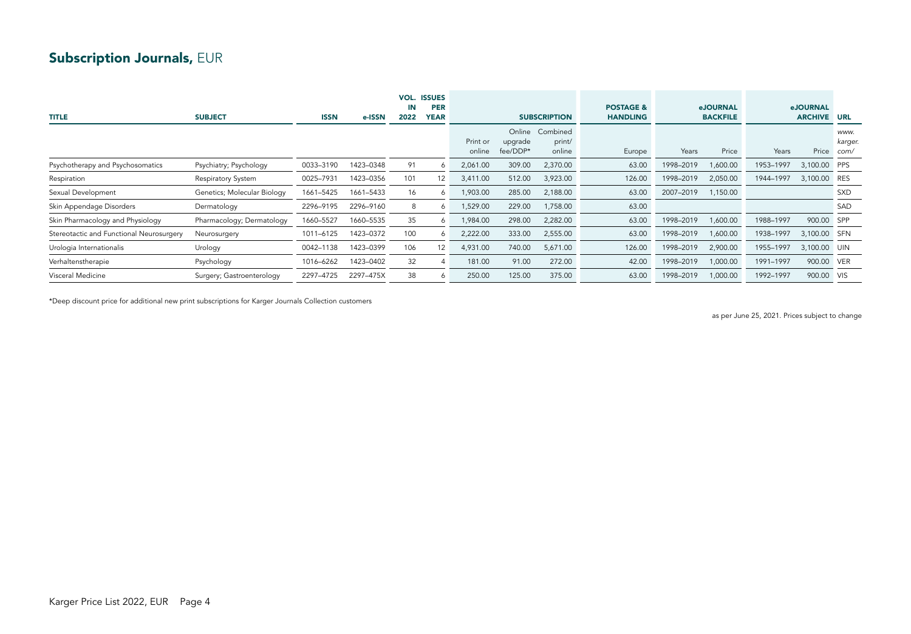## **Subscription Journals,** EUR

| TITLE | SUBJECT | ISSN | e-ISSN | VOL. IN 2022 | ISSUES PER YEAR | SUBSCRIPTION | | | POSTAGE & HANDLING | eJOURNAL BACKFILE | | eJOURNAL ARCHIVE | | URL |
|---|---|---|---|---|---|---|---|---|---|---|---|---|---|---|
| | | | | | | Print or online | Online upgrade fee/DDP* | Combined print/ online | Europe | Years | Price | Years | Price | *www. karger. com/* |
| Psychotherapy and Psychosomatics | Psychiatry; Psychology | 0033–3190 | 1423–0348 | 91 | 6 | 2,061.00 | 309.00 | 2,370.00 | 63.00 | 1998–2019 | 1,600.00 | 1953–1997 | 3,100.00 | PPS |
| Respiration | Respiratory System | 0025–7931 | 1423–0356 | 101 | 12 | 3,411.00 | 512.00 | 3,923.00 | 126.00 | 1998–2019 | 2,050.00 | 1944–1997 | 3,100.00 | RES |
| Sexual Development | Genetics; Molecular Biology | 1661–5425 | 1661–5433 | 16 | 6 | 1,903.00 | 285.00 | 2,188.00 | 63.00 | 2007–2019 | 1,150.00 | | | SXD |
| Skin Appendage Disorders | Dermatology | 2296–9195 | 2296–9160 | 8 | 6 | 1,529.00 | 229.00 | 1,758.00 | 63.00 | | | | | SAD |
| Skin Pharmacology and Physiology | Pharmacology; Dermatology | 1660–5527 | 1660–5535 | 35 | 6 | 1,984.00 | 298.00 | 2,282.00 | 63.00 | 1998–2019 | 1,600.00 | 1988–1997 | 900.00 | SPP |
| Stereotactic and Functional Neurosurgery | Neurosurgery | 1011–6125 | 1423–0372 | 100 | 6 | 2,222.00 | 333.00 | 2,555.00 | 63.00 | 1998–2019 | 1,600.00 | 1938–1997 | 3,100.00 | SFN |
| Urologia Internationalis | Urology | 0042–1138 | 1423–0399 | 106 | 12 | 4,931.00 | 740.00 | 5,671.00 | 126.00 | 1998–2019 | 2,900.00 | 1955–1997 | 3,100.00 | UIN |
| Verhaltenstherapie | Psychology | 1016–6262 | 1423–0402 | 32 | 4 | 181.00 | 91.00 | 272.00 | 42.00 | 1998–2019 | 1,000.00 | 1991–1997 | 900.00 | VER |
| Visceral Medicine | Surgery; Gastroenterology | 2297–4725 | 2297–475X | 38 | 6 | 250.00 | 125.00 | 375.00 | 63.00 | 1998–2019 | 1,000.00 | 1992–1997 | 900.00 | VIS |

*Deep discount price for additional new print subscriptions for Karger Journals Collection customers

as per June 25, 2021. Prices subject to change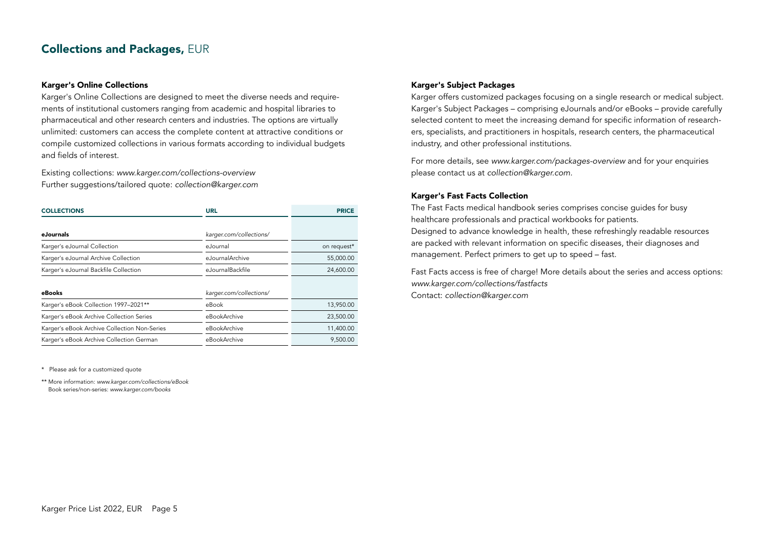## Collections and Packages, EUR

### Karger's Online Collections

Karger's Online Collections are designed to meet the diverse needs and requirements of institutional customers ranging from academic and hospital libraries to pharmaceutical and other research centers and industries. The options are virtually unlimited: customers can access the complete content at attractive conditions or compile customized collections in various formats according to individual budgets and fields of interest.

Existing collections: *www.karger.com/collections-overview*
Further suggestions/tailored quote: *collection@karger.com*

| COLLECTIONS | URL | PRICE |
|---|---|---|
| **eJournals** | *karger.com/collections/* | |
| Karger's eJournal Collection | eJournal | on request* |
| Karger's eJournal Archive Collection | eJournalArchive | 55,000.00 |
| Karger's eJournal Backfile Collection | eJournalBackfile | 24,600.00 |
| **eBooks** | *karger.com/collections/* | |
| Karger's eBook Collection 1997–2021** | eBook | 13,950.00 |
| Karger's eBook Archive Collection Series | eBookArchive | 23,500.00 |
| Karger's eBook Archive Collection Non-Series | eBookArchive | 11,400.00 |
| Karger's eBook Archive Collection German | eBookArchive | 9,500.00 |

* Please ask for a customized quote

** More information: *www.karger.com/collections/eBook*
Book series/non-series: *www.karger.com/books*

### Karger's Subject Packages

Karger offers customized packages focusing on a single research or medical subject. Karger's Subject Packages – comprising eJournals and/or eBooks – provide carefully selected content to meet the increasing demand for specific information of researchers, specialists, and practitioners in hospitals, research centers, the pharmaceutical industry, and other professional institutions.

For more details, see *www.karger.com/packages-overview* and for your enquiries please contact us at *collection@karger.com*.

### Karger's Fast Facts Collection

The Fast Facts medical handbook series comprises concise guides for busy healthcare professionals and practical workbooks for patients.
Designed to advance knowledge in health, these refreshingly readable resources are packed with relevant information on specific diseases, their diagnoses and management. Perfect primers to get up to speed – fast.

Fast Facts access is free of charge! More details about the series and access options: *www.karger.com/collections/fastfacts*
Contact: *collection@karger.com*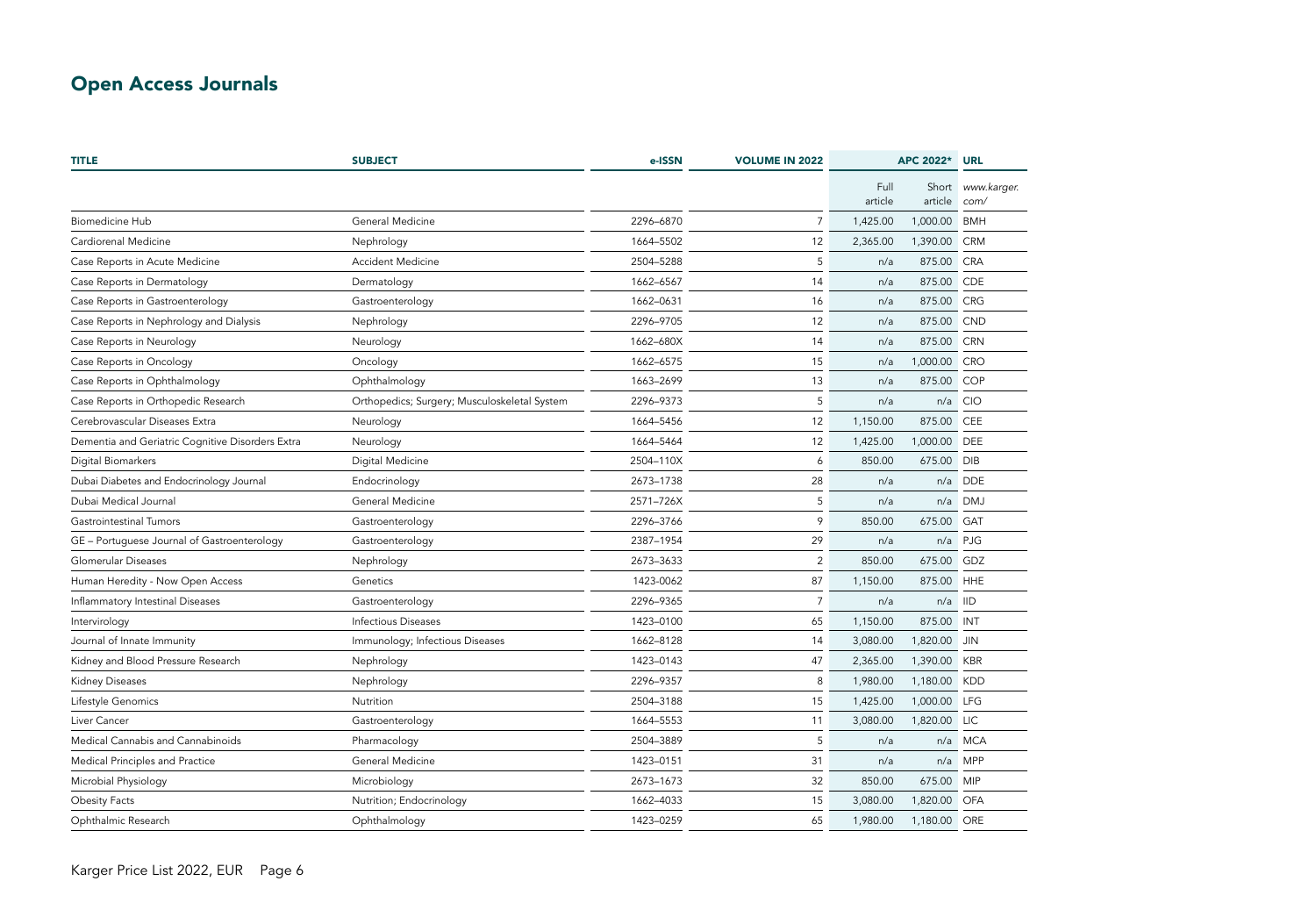## Open Access Journals

| TITLE | SUBJECT | e-ISSN | VOLUME IN 2022 | APC 2022* | | URL |
|---|---|---|---|---|---|---|
| | | | | Full article | Short article | www.karger.com/ |
| Biomedicine Hub | General Medicine | 2296–6870 | 7 | 1,425.00 | 1,000.00 | BMH |
| Cardiorenal Medicine | Nephrology | 1664–5502 | 12 | 2,365.00 | 1,390.00 | CRM |
| Case Reports in Acute Medicine | Accident Medicine | 2504–5288 | 5 | n/a | 875.00 | CRA |
| Case Reports in Dermatology | Dermatology | 1662–6567 | 14 | n/a | 875.00 | CDE |
| Case Reports in Gastroenterology | Gastroenterology | 1662–0631 | 16 | n/a | 875.00 | CRG |
| Case Reports in Nephrology and Dialysis | Nephrology | 2296–9705 | 12 | n/a | 875.00 | CND |
| Case Reports in Neurology | Neurology | 1662–680X | 14 | n/a | 875.00 | CRN |
| Case Reports in Oncology | Oncology | 1662–6575 | 15 | n/a | 1,000.00 | CRO |
| Case Reports in Ophthalmology | Ophthalmology | 1663–2699 | 13 | n/a | 875.00 | COP |
| Case Reports in Orthopedic Research | Orthopedics; Surgery; Musculoskeletal System | 2296–9373 | 5 | n/a | n/a | CIO |
| Cerebrovascular Diseases Extra | Neurology | 1664–5456 | 12 | 1,150.00 | 875.00 | CEE |
| Dementia and Geriatric Cognitive Disorders Extra | Neurology | 1664–5464 | 12 | 1,425.00 | 1,000.00 | DEE |
| Digital Biomarkers | Digital Medicine | 2504–110X | 6 | 850.00 | 675.00 | DIB |
| Dubai Diabetes and Endocrinology Journal | Endocrinology | 2673–1738 | 28 | n/a | n/a | DDE |
| Dubai Medical Journal | General Medicine | 2571–726X | 5 | n/a | n/a | DMJ |
| Gastrointestinal Tumors | Gastroenterology | 2296–3766 | 9 | 850.00 | 675.00 | GAT |
| GE – Portuguese Journal of Gastroenterology | Gastroenterology | 2387–1954 | 29 | n/a | n/a | PJG |
| Glomerular Diseases | Nephrology | 2673–3633 | 2 | 850.00 | 675.00 | GDZ |
| Human Heredity - Now Open Access | Genetics | 1423-0062 | 87 | 1,150.00 | 875.00 | HHE |
| Inflammatory Intestinal Diseases | Gastroenterology | 2296–9365 | 7 | n/a | n/a | IID |
| Intervirology | Infectious Diseases | 1423–0100 | 65 | 1,150.00 | 875.00 | INT |
| Journal of Innate Immunity | Immunology; Infectious Diseases | 1662–8128 | 14 | 3,080.00 | 1,820.00 | JIN |
| Kidney and Blood Pressure Research | Nephrology | 1423–0143 | 47 | 2,365.00 | 1,390.00 | KBR |
| Kidney Diseases | Nephrology | 2296–9357 | 8 | 1,980.00 | 1,180.00 | KDD |
| Lifestyle Genomics | Nutrition | 2504–3188 | 15 | 1,425.00 | 1,000.00 | LFG |
| Liver Cancer | Gastroenterology | 1664–5553 | 11 | 3,080.00 | 1,820.00 | LIC |
| Medical Cannabis and Cannabinoids | Pharmacology | 2504–3889 | 5 | n/a | n/a | MCA |
| Medical Principles and Practice | General Medicine | 1423–0151 | 31 | n/a | n/a | MPP |
| Microbial Physiology | Microbiology | 2673–1673 | 32 | 850.00 | 675.00 | MIP |
| Obesity Facts | Nutrition; Endocrinology | 1662–4033 | 15 | 3,080.00 | 1,820.00 | OFA |
| Ophthalmic Research | Ophthalmology | 1423–0259 | 65 | 1,980.00 | 1,180.00 | ORE |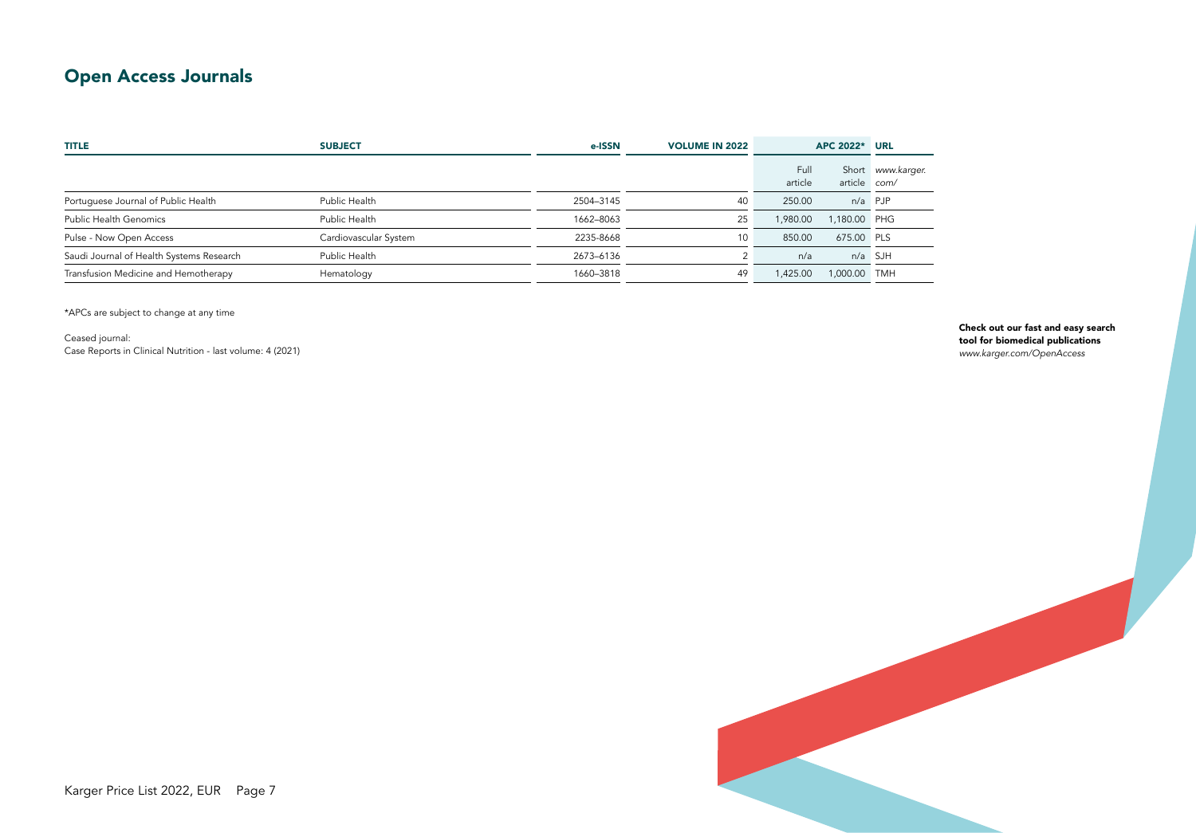## Open Access Journals

| TITLE | SUBJECT | e-ISSN | VOLUME IN 2022 | APC 2022* | | URL |
|---|---|---|---|---|---|---|
| | | | | Full article | Short article | *www.karger.com/* |
| Portuguese Journal of Public Health | Public Health | 2504–3145 | 40 | 250.00 | n/a | PJP |
| Public Health Genomics | Public Health | 1662–8063 | 25 | 1,980.00 | 1,180.00 | PHG |
| Pulse - Now Open Access | Cardiovascular System | 2235-8668 | 10 | 850.00 | 675.00 | PLS |
| Saudi Journal of Health Systems Research | Public Health | 2673–6136 | 2 | n/a | n/a | SJH |
| Transfusion Medicine and Hemotherapy | Hematology | 1660–3818 | 49 | 1,425.00 | 1,000.00 | TMH |

*APCs are subject to change at any time

Ceased journal:
Case Reports in Clinical Nutrition - last volume: 4 (2021)

**Check out our fast and easy search tool for biomedical publications**
*www.karger.com/OpenAccess*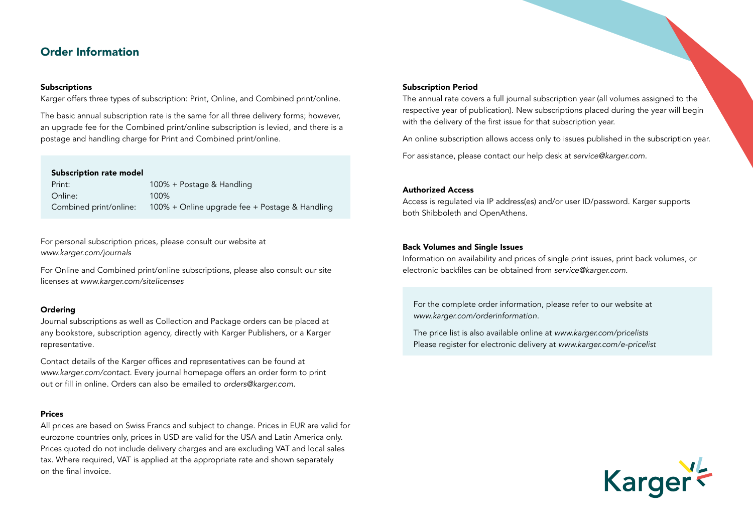# Order Information

### Subscriptions

Karger offers three types of subscription: Print, Online, and Combined print/online.

The basic annual subscription rate is the same for all three delivery forms; however, an upgrade fee for the Combined print/online subscription is levied, and there is a postage and handling charge for Print and Combined print/online.

**Subscription rate model**

| | |
|---|---|
| Print: | 100% + Postage & Handling |
| Online: | 100% |
| Combined print/online: | 100% + Online upgrade fee + Postage & Handling |

For personal subscription prices, please consult our website at *www.karger.com/journals*

For Online and Combined print/online subscriptions, please also consult our site licenses at *www.karger.com/sitelicenses*

### Ordering

Journal subscriptions as well as Collection and Package orders can be placed at any bookstore, subscription agency, directly with Karger Publishers, or a Karger representative.

Contact details of the Karger offices and representatives can be found at *www.karger.com/contact*. Every journal homepage offers an order form to print out or fill in online. Orders can also be emailed to *orders@karger.com*.

### Prices

All prices are based on Swiss Francs and subject to change. Prices in EUR are valid for eurozone countries only, prices in USD are valid for the USA and Latin America only. Prices quoted do not include delivery charges and are excluding VAT and local sales tax. Where required, VAT is applied at the appropriate rate and shown separately on the final invoice.

### Subscription Period

The annual rate covers a full journal subscription year (all volumes assigned to the respective year of publication). New subscriptions placed during the year will begin with the delivery of the first issue for that subscription year.

An online subscription allows access only to issues published in the subscription year.

For assistance, please contact our help desk at *service@karger.com*.

### Authorized Access

Access is regulated via IP address(es) and/or user ID/password. Karger supports both Shibboleth and OpenAthens.

### Back Volumes and Single Issues

Information on availability and prices of single print issues, print back volumes, or electronic backfiles can be obtained from *service@karger.com*.

For the complete order information, please refer to our website at *www.karger.com/orderinformation*.

The price list is also available online at *www.karger.com/pricelists*
Please register for electronic delivery at *www.karger.com/e-pricelist*

Karger